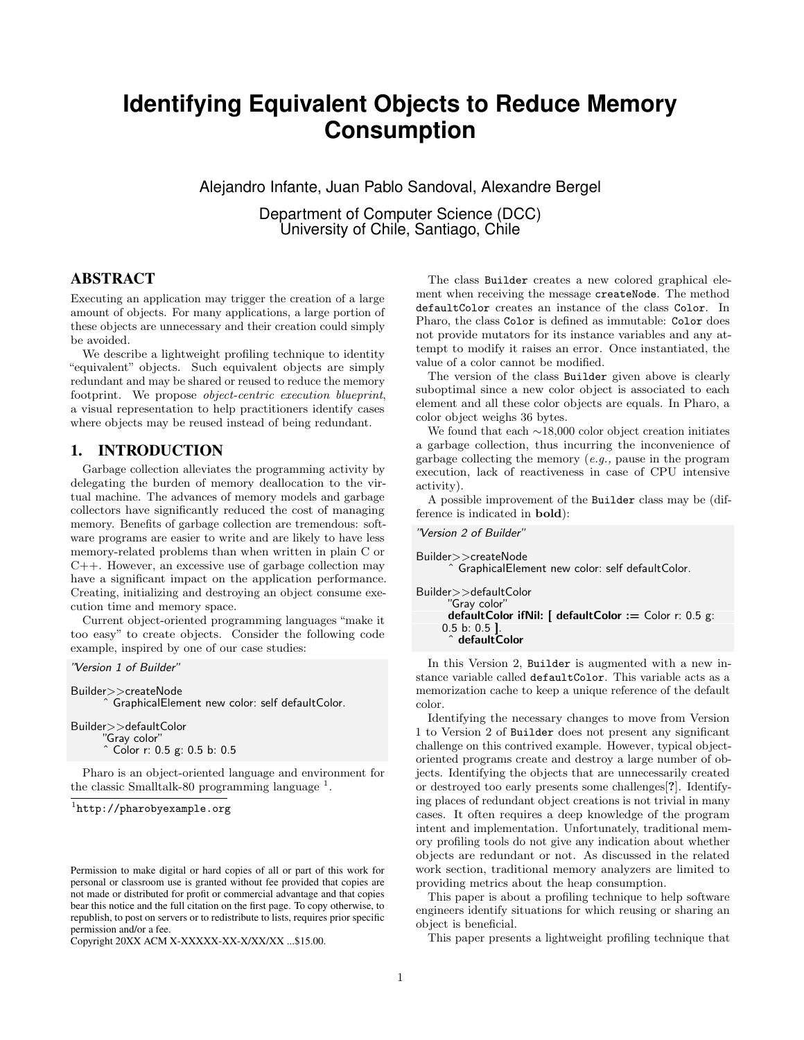# Identifying Equivalent Objects to Reduce Memory Consumption

Alejandro Infante, Juan Pablo Sandoval, Alexandre Bergel

Department of Computer Science (DCC)
University of Chile, Santiago, Chile

## ABSTRACT

Executing an application may trigger the creation of a large amount of objects. For many applications, a large portion of these objects are unnecessary and their creation could simply be avoided.

We describe a lightweight profiling technique to identity "equivalent" objects. Such equivalent objects are simply redundant and may be shared or reused to reduce the memory footprint. We propose *object-centric execution blueprint*, a visual representation to help practitioners identify cases where objects may be reused instead of being redundant.

## 1. INTRODUCTION

Garbage collection alleviates the programming activity by delegating the burden of memory deallocation to the virtual machine. The advances of memory models and garbage collectors have significantly reduced the cost of managing memory. Benefits of garbage collection are tremendous: software programs are easier to write and are likely to have less memory-related problems than when written in plain C or C++. However, an excessive use of garbage collection may have a significant impact on the application performance. Creating, initializing and destroying an object consume execution time and memory space.

Current object-oriented programming languages "make it too easy" to create objects. Consider the following code example, inspired by one of our case studies:

```
"Version 1 of Builder"

Builder>>createNode
    ^ GraphicalElement new color: self defaultColor.

Builder>>defaultColor
    "Gray color"
    ^ Color r: 0.5 g: 0.5 b: 0.5
```

Pharo is an object-oriented language and environment for the classic Smalltalk-80 programming language [1].

[1] http://pharobyexample.org

Permission to make digital or hard copies of all or part of this work for personal or classroom use is granted without fee provided that copies are not made or distributed for profit or commercial advantage and that copies bear this notice and the full citation on the first page. To copy otherwise, to republish, to post on servers or to redistribute to lists, requires prior specific permission and/or a fee.
Copyright 20XX ACM X-XXXXX-XX-X/XX/XX ...$15.00.

The class `Builder` creates a new colored graphical element when receiving the message `createNode`. The method `defaultColor` creates an instance of the class `Color`. In Pharo, the class `Color` is defined as immutable: `Color` does not provide mutators for its instance variables and any attempt to modify it raises an error. Once instantiated, the value of a color cannot be modified.

The version of the class `Builder` given above is clearly suboptimal since a new color object is associated to each element and all these color objects are equals. In Pharo, a color object weighs 36 bytes.

We found that each ∼18,000 color object creation initiates a garbage collection, thus incurring the inconvenience of garbage collecting the memory (*e.g.,* pause in the program execution, lack of reactiveness in case of CPU intensive activity).

A possible improvement of the `Builder` class may be (difference is indicated in **bold**):

```
"Version 2 of Builder"

Builder>>createNode
    ^ GraphicalElement new color: self defaultColor.

Builder>>defaultColor
    "Gray color"
    defaultColor ifNil: [ defaultColor := Color r: 0.5 g:
   0.5 b: 0.5 ].
    ^ defaultColor
```

In this Version 2, `Builder` is augmented with a new instance variable called `defaultColor`. This variable acts as a memorization cache to keep a unique reference of the default color.

Identifying the necessary changes to move from Version 1 to Version 2 of `Builder` does not present any significant challenge on this contrived example. However, typical object-oriented programs create and destroy a large number of objects. Identifying the objects that are unnecessarily created or destroyed too early presents some challenges[**?**]. Identifying places of redundant object creations is not trivial in many cases. It often requires a deep knowledge of the program intent and implementation. Unfortunately, traditional memory profiling tools do not give any indication about whether objects are redundant or not. As discussed in the related work section, traditional memory analyzers are limited to providing metrics about the heap consumption.

This paper is about a profiling technique to help software engineers identify situations for which reusing or sharing an object is beneficial.

This paper presents a lightweight profiling technique that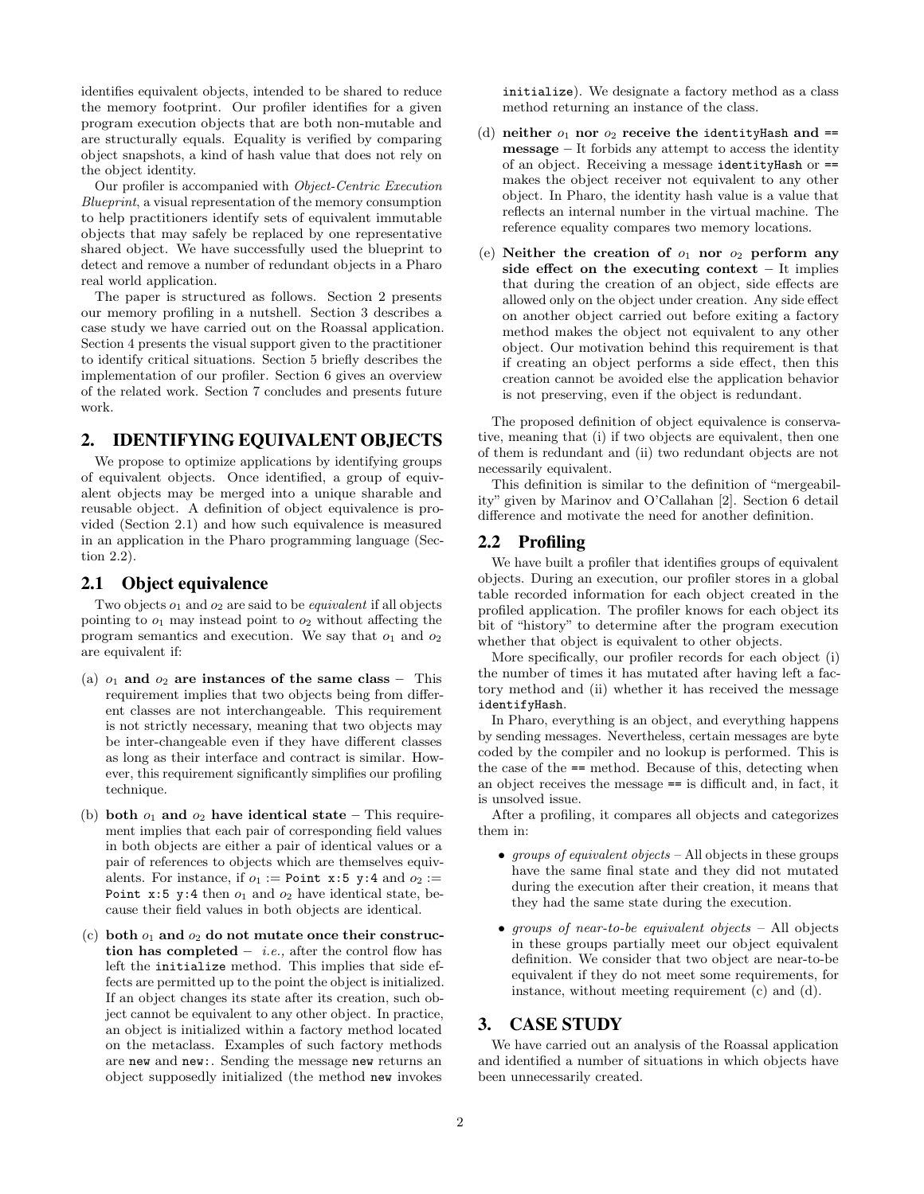identifies equivalent objects, intended to be shared to reduce the memory footprint. Our profiler identifies for a given program execution objects that are both non-mutable and are structurally equals. Equality is verified by comparing object snapshots, a kind of hash value that does not rely on the object identity.

Our profiler is accompanied with *Object-Centric Execution Blueprint*, a visual representation of the memory consumption to help practitioners identify sets of equivalent immutable objects that may safely be replaced by one representative shared object. We have successfully used the blueprint to detect and remove a number of redundant objects in a Pharo real world application.

The paper is structured as follows. Section 2 presents our memory profiling in a nutshell. Section 3 describes a case study we have carried out on the Roassal application. Section 4 presents the visual support given to the practitioner to identify critical situations. Section 5 briefly describes the implementation of our profiler. Section 6 gives an overview of the related work. Section 7 concludes and presents future work.

## 2. IDENTIFYING EQUIVALENT OBJECTS

We propose to optimize applications by identifying groups of equivalent objects. Once identified, a group of equivalent objects may be merged into a unique sharable and reusable object. A definition of object equivalence is provided (Section 2.1) and how such equivalence is measured in an application in the Pharo programming language (Section 2.2).

### 2.1 Object equivalence

Two objects $o_1$ and $o_2$ are said to be *equivalent* if all objects pointing to $o_1$ may instead point to $o_2$ without affecting the program semantics and execution. We say that $o_1$ and $o_2$ are equivalent if:

(a) **$o_1$ and $o_2$ are instances of the same class** – This requirement implies that two objects being from different classes are not interchangeable. This requirement is not strictly necessary, meaning that two objects may be inter-changeable even if they have different classes as long as their interface and contract is similar. However, this requirement significantly simplifies our profiling technique.

(b) **both $o_1$ and $o_2$ have identical state** – This requirement implies that each pair of corresponding field values in both objects are either a pair of identical values or a pair of references to objects which are themselves equivalents. For instance, if $o_1$ := `Point x:5 y:4` and $o_2$ := `Point x:5 y:4` then $o_1$ and $o_2$ have identical state, because their field values in both objects are identical.

(c) **both $o_1$ and $o_2$ do not mutate once their construction has completed** – *i.e.,* after the control flow has left the `initialize` method. This implies that side effects are permitted up to the point the object is initialized. If an object changes its state after its creation, such object cannot be equivalent to any other object. In practice, an object is initialized within a factory method located on the metaclass. Examples of such factory methods are `new` and `new:`. Sending the message `new` returns an object supposedly initialized (the method `new` invokes `initialize`). We designate a factory method as a class method returning an instance of the class.

(d) **neither $o_1$ nor $o_2$ receive the `identityHash` and `==` message** – It forbids any attempt to access the identity of an object. Receiving a message `identityHash` or `==` makes the object receiver not equivalent to any other object. In Pharo, the identity hash value is a value that reflects an internal number in the virtual machine. The reference equality compares two memory locations.

(e) **Neither the creation of $o_1$ nor $o_2$ perform any side effect on the executing context** – It implies that during the creation of an object, side effects are allowed only on the object under creation. Any side effect on another object carried out before exiting a factory method makes the object not equivalent to any other object. Our motivation behind this requirement is that if creating an object performs a side effect, then this creation cannot be avoided else the application behavior is not preserving, even if the object is redundant.

The proposed definition of object equivalence is conservative, meaning that (i) if two objects are equivalent, then one of them is redundant and (ii) two redundant objects are not necessarily equivalent.

This definition is similar to the definition of "mergeability" given by Marinov and O'Callahan [2]. Section 6 detail difference and motivate the need for another definition.

### 2.2 Profiling

We have built a profiler that identifies groups of equivalent objects. During an execution, our profiler stores in a global table recorded information for each object created in the profiled application. The profiler knows for each object its bit of "history" to determine after the program execution whether that object is equivalent to other objects.

More specifically, our profiler records for each object (i) the number of times it has mutated after having left a factory method and (ii) whether it has received the message `identifyHash`.

In Pharo, everything is an object, and everything happens by sending messages. Nevertheless, certain messages are byte coded by the compiler and no lookup is performed. This is the case of the `==` method. Because of this, detecting when an object receives the message `==` is difficult and, in fact, it is unsolved issue.

After a profiling, it compares all objects and categorizes them in:

- *groups of equivalent objects* – All objects in these groups have the same final state and they did not mutated during the execution after their creation, it means that they had the same state during the execution.
- *groups of near-to-be equivalent objects* – All objects in these groups partially meet our object equivalent definition. We consider that two object are near-to-be equivalent if they do not meet some requirements, for instance, without meeting requirement (c) and (d).

## 3. CASE STUDY

We have carried out an analysis of the Roassal application and identified a number of situations in which objects have been unnecessarily created.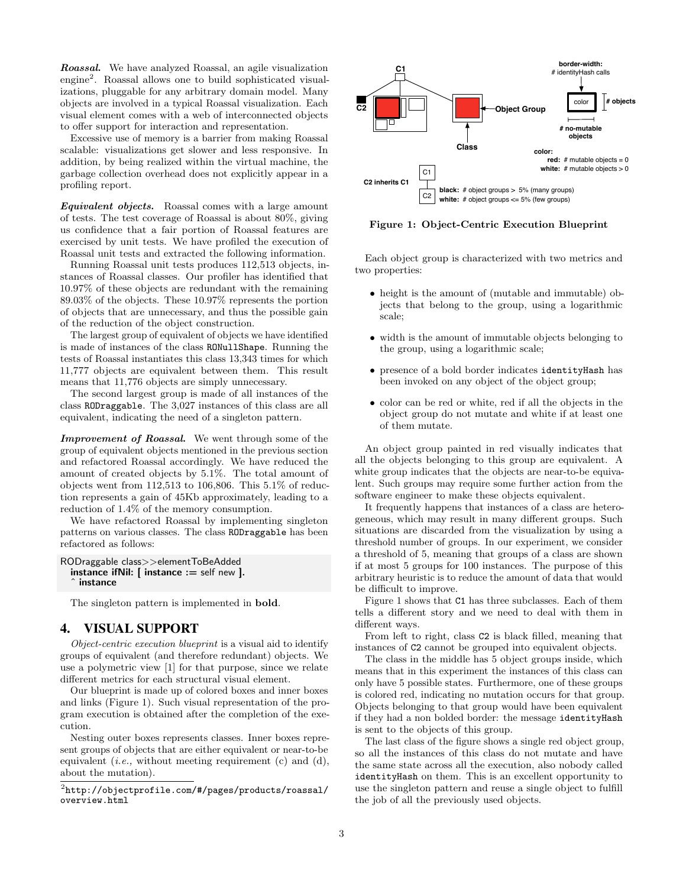***Roassal.*** We have analyzed Roassal, an agile visualization engine[2]. Roassal allows one to build sophisticated visualizations, pluggable for any arbitrary domain model. Many objects are involved in a typical Roassal visualization. Each visual element comes with a web of interconnected objects to offer support for interaction and representation.

Excessive use of memory is a barrier from making Roassal scalable: visualizations get slower and less responsive. In addition, by being realized within the virtual machine, the garbage collection overhead does not explicitly appear in a profiling report.

***Equivalent objects.*** Roassal comes with a large amount of tests. The test coverage of Roassal is about 80%, giving us confidence that a fair portion of Roassal features are exercised by unit tests. We have profiled the execution of Roassal unit tests and extracted the following information.

Running Roassal unit tests produces 112,513 objects, instances of Roassal classes. Our profiler has identified that 10.97% of these objects are redundant with the remaining 89.03% of the objects. These 10.97% represents the portion of objects that are unnecessary, and thus the possible gain of the reduction of the object construction.

The largest group of equivalent of objects we have identified is made of instances of the class `RONullShape`. Running the tests of Roassal instantiates this class 13,343 times for which 11,777 objects are equivalent between them. This result means that 11,776 objects are simply unnecessary.

The second largest group is made of all instances of the class `RODraggable`. The 3,027 instances of this class are all equivalent, indicating the need of a singleton pattern.

***Improvement of Roassal.*** We went through some of the group of equivalent objects mentioned in the previous section and refactored Roassal accordingly. We have reduced the amount of created objects by 5.1%. The total amount of objects went from 112,513 to 106,806. This 5.1% of reduction represents a gain of 45Kb approximately, leading to a reduction of 1.4% of the memory consumption.

We have refactored Roassal by implementing singleton patterns on various classes. The class `RODraggable` has been refactored as follows:

```
RODraggable class>>elementToBeAdded
  instance ifNil: [ instance := self new ].
  ^ instance
```

The singleton pattern is implemented in **bold**.

## 4. VISUAL SUPPORT

*Object-centric execution blueprint* is a visual aid to identify groups of equivalent (and therefore redundant) objects. We use a polymetric view [1] for that purpose, since we relate different metrics for each structural visual element.

Our blueprint is made up of colored boxes and inner boxes and links (Figure 1). Such visual representation of the program execution is obtained after the completion of the execution.

Nesting outer boxes represents classes. Inner boxes represent groups of objects that are either equivalent or near-to-be equivalent (*i.e.,* without meeting requirement (c) and (d), about the mutation).

[2] http://objectprofile.com/#/pages/products/roassal/overview.html

**Figure 1: Object-Centric Execution Blueprint**

Each object group is characterized with two metrics and two properties:

- height is the amount of (mutable and immutable) objects that belong to the group, using a logarithmic scale;
- width is the amount of immutable objects belonging to the group, using a logarithmic scale;
- presence of a bold border indicates `identityHash` has been invoked on any object of the object group;
- color can be red or white, red if all the objects in the object group do not mutate and white if at least one of them mutate.

An object group painted in red visually indicates that all the objects belonging to this group are equivalent. A white group indicates that the objects are near-to-be equivalent. Such groups may require some further action from the software engineer to make these objects equivalent.

It frequently happens that instances of a class are heterogeneous, which may result in many different groups. Such situations are discarded from the visualization by using a threshold number of groups. In our experiment, we consider a threshold of 5, meaning that groups of a class are shown if at most 5 groups for 100 instances. The purpose of this arbitrary heuristic is to reduce the amount of data that would be difficult to improve.

Figure 1 shows that `C1` has three subclasses. Each of them tells a different story and we need to deal with them in different ways.

From left to right, class `C2` is black filled, meaning that instances of `C2` cannot be grouped into equivalent objects.

The class in the middle has 5 object groups inside, which means that in this experiment the instances of this class can only have 5 possible states. Furthermore, one of these groups is colored red, indicating no mutation occurs for that group. Objects belonging to that group would have been equivalent if they had a non bolded border: the message `identityHash` is sent to the objects of this group.

The last class of the figure shows a single red object group, so all the instances of this class do not mutate and have the same state across all the execution, also nobody called `identityHash` on them. This is an excellent opportunity to use the singleton pattern and reuse a single object to fulfill the job of all the previously used objects.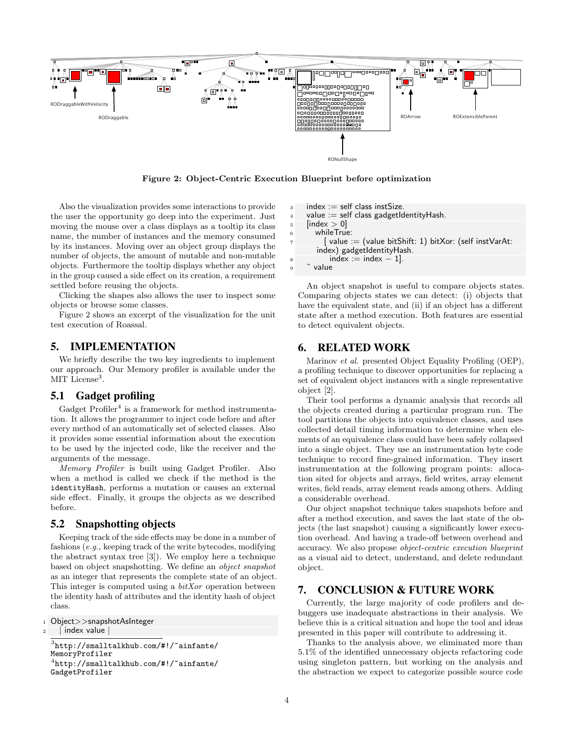Figure 2: Object-Centric Execution Blueprint before optimization

Also the visualization provides some interactions to provide the user the opportunity go deep into the experiment. Just moving the mouse over a class displays as a tooltip its class name, the number of instances and the memory consumed by its instances. Moving over an object group displays the number of objects, the amount of mutable and non-mutable objects. Furthermore the tooltip displays whether any object in the group caused a side effect on its creation, a requirement settled before reusing the objects.

Clicking the shapes also allows the user to inspect some objects or browse some classes.

Figure 2 shows an excerpt of the visualization for the unit test execution of Roassal.

# 5. IMPLEMENTATION

We briefly describe the two key ingredients to implement our approach. Our Memory profiler is available under the MIT License[3].

## 5.1 Gadget profiling

Gadget Profiler[4] is a framework for method instrumentation. It allows the programmer to inject code before and after every method of an automatically set of selected classes. Also it provides some essential information about the execution to be used by the injected code, like the receiver and the arguments of the message.

*Memory Profiler* is built using Gadget Profiler. Also when a method is called we check if the method is the `identityHash`, performs a mutation or causes an external side effect. Finally, it groups the objects as we described before.

## 5.2 Snapshotting objects

Keeping track of the side effects may be done in a number of fashions (*e.g.,* keeping track of the write bytecodes, modifying the abstract syntax tree [3]). We employ here a technique based on object snapshotting. We define an *object snapshot* as an integer that represents the complete state of an object. This integer is computed using a *bitXor* operation between the identity hash of attributes and the identity hash of object class.

```
1 Object>>snapshotAsInteger
2   | index value |
3   index := self class instSize.
4   value := self class gadgetIdentityHash.
5   [index > 0]
6     whileTrue:
7       [ value := (value bitShift: 1) bitXor: (self instVarAt:
          index) gadgetIdentityHash.
8         index := index − 1].
9   ^ value
```

An object snapshot is useful to compare objects states. Comparing objects states we can detect: (i) objects that have the equivalent state, and (ii) if an object has a different state after a method execution. Both features are essential to detect equivalent objects.

# 6. RELATED WORK

Marinov *et al.* presented Object Equality Profiling (OEP), a profiling technique to discover opportunities for replacing a set of equivalent object instances with a single representative object [2].

Their tool performs a dynamic analysis that records all the objects created during a particular program run. The tool partitions the objects into equivalence classes, and uses collected detail timing information to determine when elements of an equivalence class could have been safely collapsed into a single object. They use an instrumentation byte code technique to record fine-grained information. They insert instrumentation at the following program points: allocation sited for objects and arrays, field writes, array element writes, field reads, array element reads among others. Adding a considerable overhead.

Our object snapshot technique takes snapshots before and after a method execution, and saves the last state of the objects (the last snapshot) causing a significantly lower execution overhead. And having a trade-off between overhead and accuracy. We also propose *object-centric execution blueprint* as a visual aid to detect, understand, and delete redundant object.

# 7. CONCLUSION & FUTURE WORK

Currently, the large majority of code profilers and debuggers use inadequate abstractions in their analysis. We believe this is a critical situation and hope the tool and ideas presented in this paper will contribute to addressing it.

Thanks to the analysis above, we eliminated more than 5.1% of the identified unnecessary objects refactoring code using singleton pattern, but working on the analysis and the abstraction we expect to categorize possible source code

[3] http://smalltalkhub.com/#!/~ainfante/MemoryProfiler

[4] http://smalltalkhub.com/#!/~ainfante/GadgetProfiler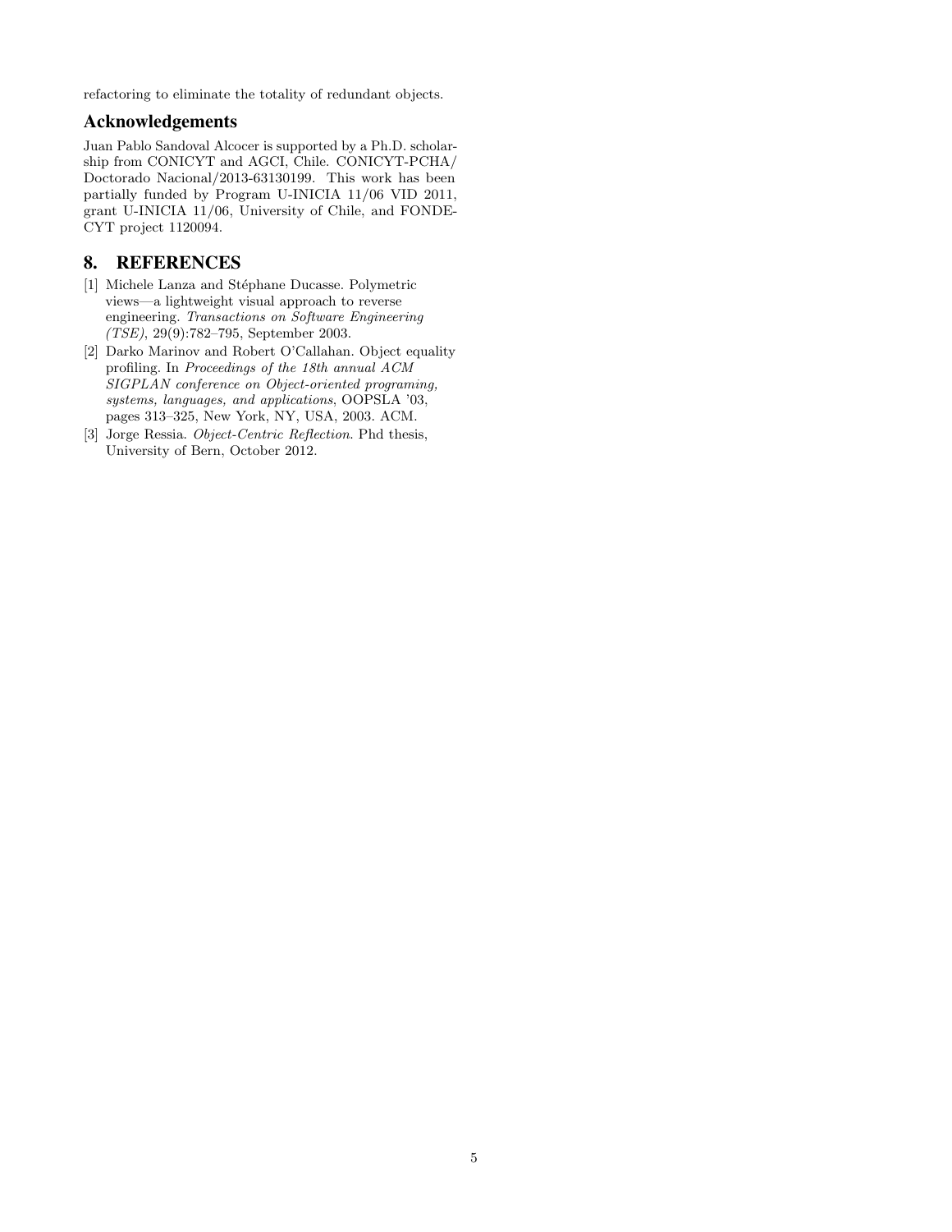refactoring to eliminate the totality of redundant objects.

## Acknowledgements

Juan Pablo Sandoval Alcocer is supported by a Ph.D. scholarship from CONICYT and AGCI, Chile. CONICYT-PCHA/ Doctorado Nacional/2013-63130199. This work has been partially funded by Program U-INICIA 11/06 VID 2011, grant U-INICIA 11/06, University of Chile, and FONDECYT project 1120094.

## 8. REFERENCES

[1] Michele Lanza and Stéphane Ducasse. Polymetric views—a lightweight visual approach to reverse engineering. *Transactions on Software Engineering (TSE)*, 29(9):782–795, September 2003.

[2] Darko Marinov and Robert O'Callahan. Object equality profiling. In *Proceedings of the 18th annual ACM SIGPLAN conference on Object-oriented programing, systems, languages, and applications*, OOPSLA '03, pages 313–325, New York, NY, USA, 2003. ACM.

[3] Jorge Ressia. *Object-Centric Reflection*. Phd thesis, University of Bern, October 2012.